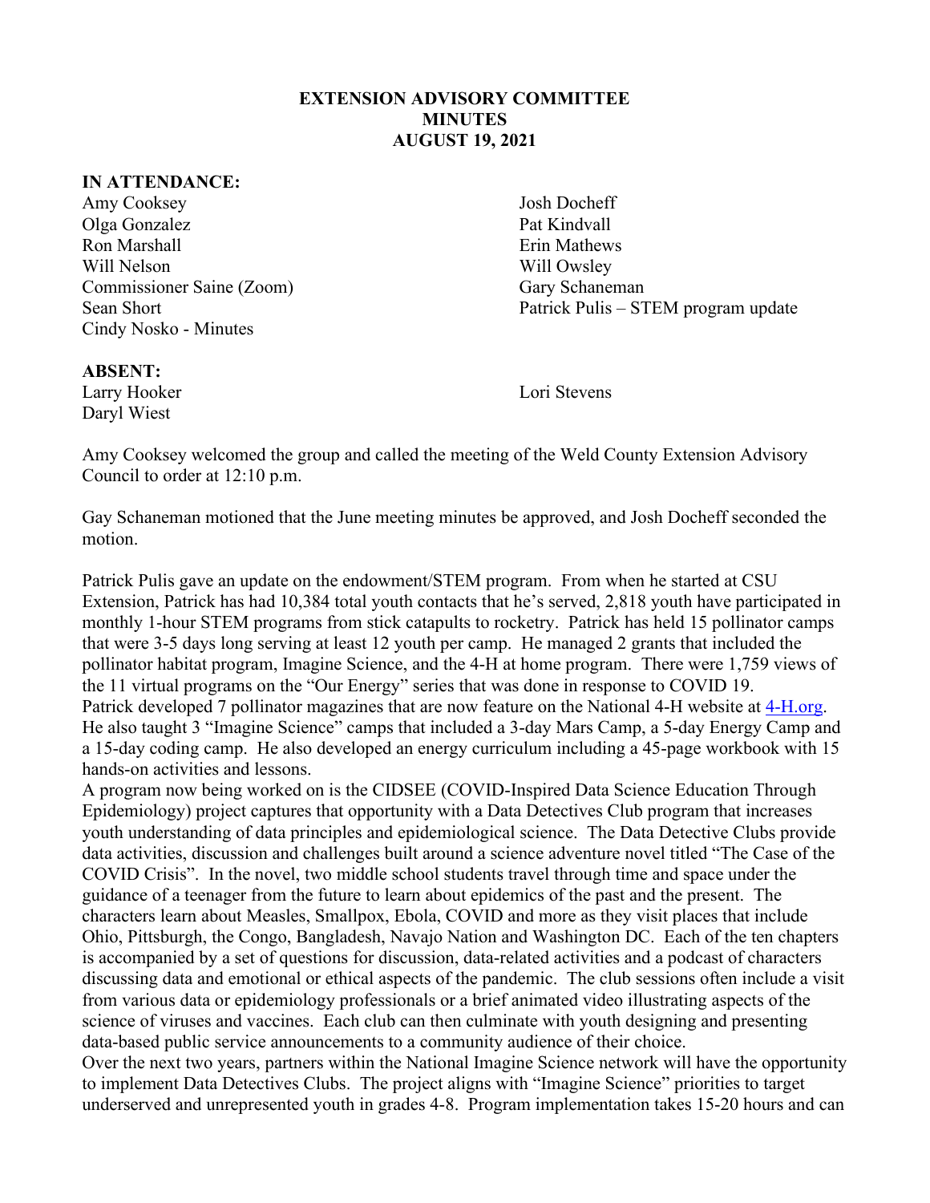**EXTENSION ADVISORY COMMITTEE**
**MINUTES**
**AUGUST 19, 2021**

**IN ATTENDANCE:**

Amy Cooksey
Olga Gonzalez
Ron Marshall
Will Nelson
Commissioner Saine (Zoom)
Sean Short
Cindy Nosko - Minutes
Josh Docheff
Pat Kindvall
Erin Mathews
Will Owsley
Gary Schaneman
Patrick Pulis – STEM program update

**ABSENT:**

Larry Hooker
Daryl Wiest
Lori Stevens

Amy Cooksey welcomed the group and called the meeting of the Weld County Extension Advisory Council to order at 12:10 p.m.

Gay Schaneman motioned that the June meeting minutes be approved, and Josh Docheff seconded the motion.

Patrick Pulis gave an update on the endowment/STEM program. From when he started at CSU Extension, Patrick has had 10,384 total youth contacts that he's served, 2,818 youth have participated in monthly 1-hour STEM programs from stick catapults to rocketry. Patrick has held 15 pollinator camps that were 3-5 days long serving at least 12 youth per camp. He managed 2 grants that included the pollinator habitat program, Imagine Science, and the 4-H at home program. There were 1,759 views of the 11 virtual programs on the "Our Energy" series that was done in response to COVID 19. Patrick developed 7 pollinator magazines that are now feature on the National 4-H website at [4-H.org](4-H.org). He also taught 3 "Imagine Science" camps that included a 3-day Mars Camp, a 5-day Energy Camp and a 15-day coding camp. He also developed an energy curriculum including a 45-page workbook with 15 hands-on activities and lessons.

A program now being worked on is the CIDSEE (COVID-Inspired Data Science Education Through Epidemiology) project captures that opportunity with a Data Detectives Club program that increases youth understanding of data principles and epidemiological science. The Data Detective Clubs provide data activities, discussion and challenges built around a science adventure novel titled "The Case of the COVID Crisis". In the novel, two middle school students travel through time and space under the guidance of a teenager from the future to learn about epidemics of the past and the present. The characters learn about Measles, Smallpox, Ebola, COVID and more as they visit places that include Ohio, Pittsburgh, the Congo, Bangladesh, Navajo Nation and Washington DC. Each of the ten chapters is accompanied by a set of questions for discussion, data-related activities and a podcast of characters discussing data and emotional or ethical aspects of the pandemic. The club sessions often include a visit from various data or epidemiology professionals or a brief animated video illustrating aspects of the science of viruses and vaccines. Each club can then culminate with youth designing and presenting data-based public service announcements to a community audience of their choice.

Over the next two years, partners within the National Imagine Science network will have the opportunity to implement Data Detectives Clubs. The project aligns with "Imagine Science" priorities to target underserved and unrepresented youth in grades 4-8. Program implementation takes 15-20 hours and can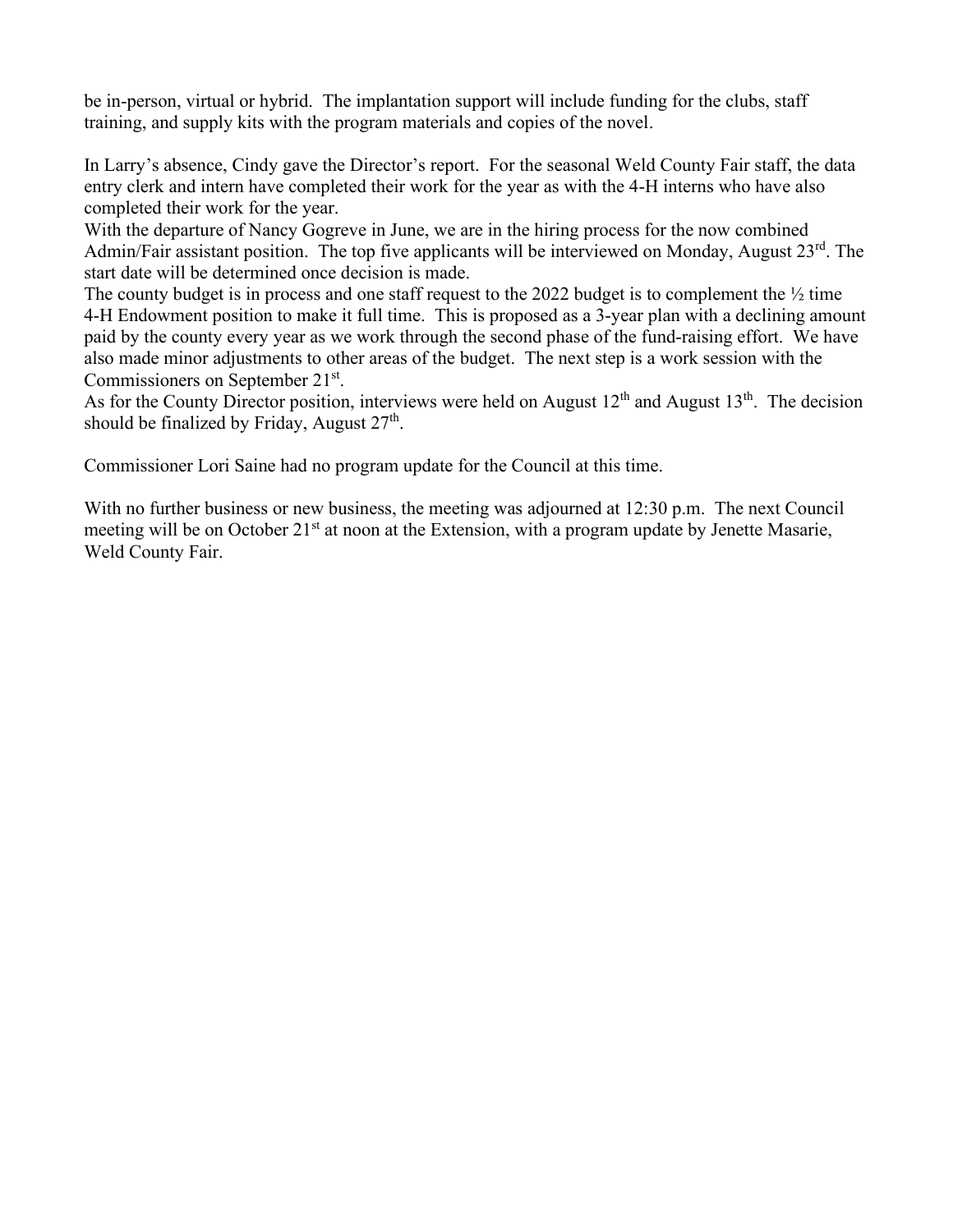be in-person, virtual or hybrid. The implantation support will include funding for the clubs, staff training, and supply kits with the program materials and copies of the novel.

In Larry's absence, Cindy gave the Director's report. For the seasonal Weld County Fair staff, the data entry clerk and intern have completed their work for the year as with the 4-H interns who have also completed their work for the year.

With the departure of Nancy Gogreve in June, we are in the hiring process for the now combined Admin/Fair assistant position. The top five applicants will be interviewed on Monday, August 23rd. The start date will be determined once decision is made.

The county budget is in process and one staff request to the 2022 budget is to complement the ½ time 4-H Endowment position to make it full time. This is proposed as a 3-year plan with a declining amount paid by the county every year as we work through the second phase of the fund-raising effort. We have also made minor adjustments to other areas of the budget. The next step is a work session with the Commissioners on September 21st.

As for the County Director position, interviews were held on August 12th and August 13th. The decision should be finalized by Friday, August 27th.

Commissioner Lori Saine had no program update for the Council at this time.

With no further business or new business, the meeting was adjourned at 12:30 p.m. The next Council meeting will be on October 21st at noon at the Extension, with a program update by Jenette Masarie, Weld County Fair.